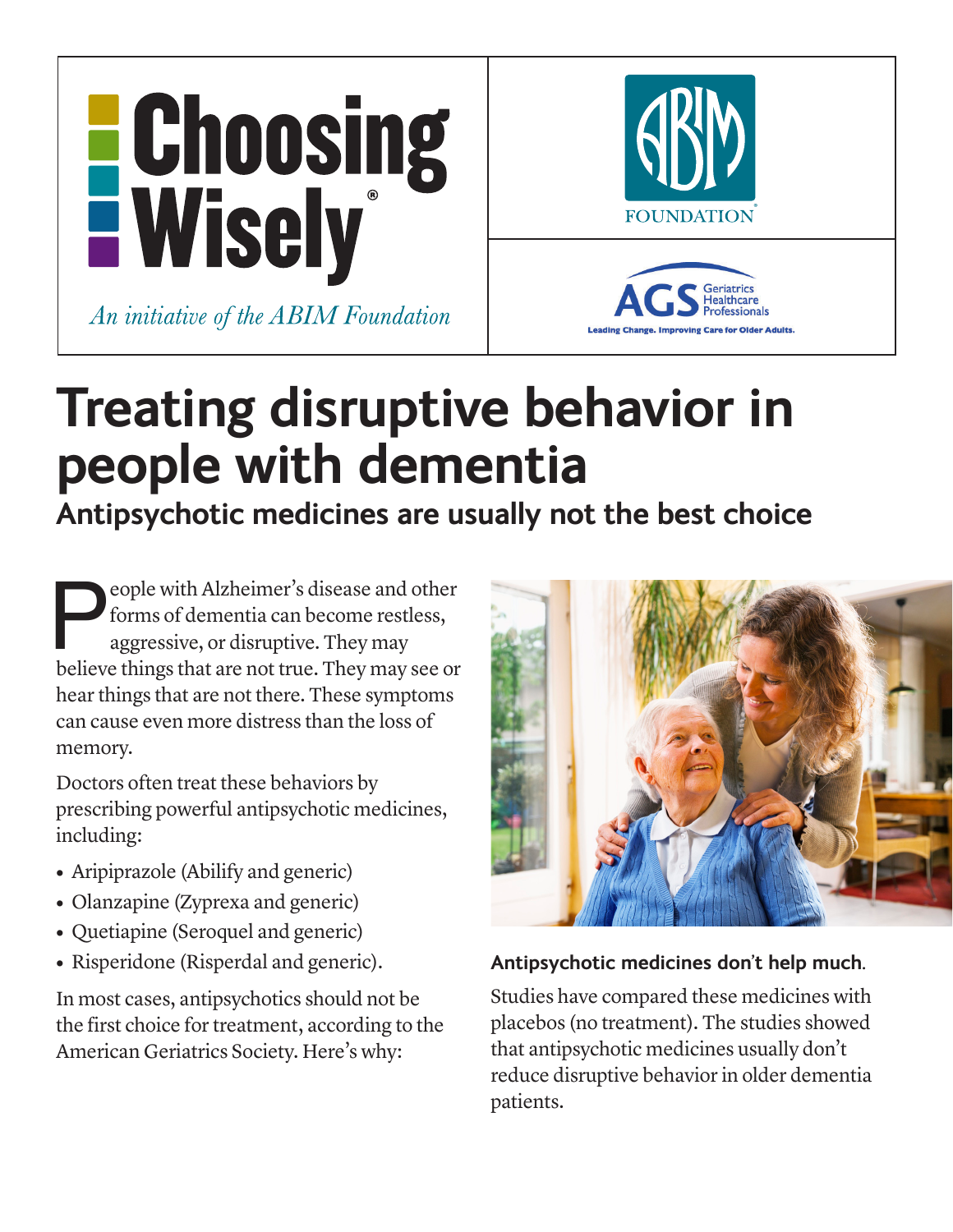Choosing Wisely®

*An initiative of the ABIM Foundation*

ABIM FOUNDATION

AGS Geriatrics Healthcare Professionals — Leading Change. Improving Care for Older Adults.

# Treating disruptive behavior in people with dementia

## Antipsychotic medicines are usually not the best choice

People with Alzheimer's disease and other forms of dementia can become restless, aggressive, or disruptive. They may believe things that are not true. They may see or hear things that are not there. These symptoms can cause even more distress than the loss of memory.

Doctors often treat these behaviors by prescribing powerful antipsychotic medicines, including:

- Aripiprazole (Abilify and generic)
- Olanzapine (Zyprexa and generic)
- Quetiapine (Seroquel and generic)
- Risperidone (Risperdal and generic).

In most cases, antipsychotics should not be the first choice for treatment, according to the American Geriatrics Society. Here's why:

**Antipsychotic medicines don't help much.**

Studies have compared these medicines with placebos (no treatment). The studies showed that antipsychotic medicines usually don't reduce disruptive behavior in older dementia patients.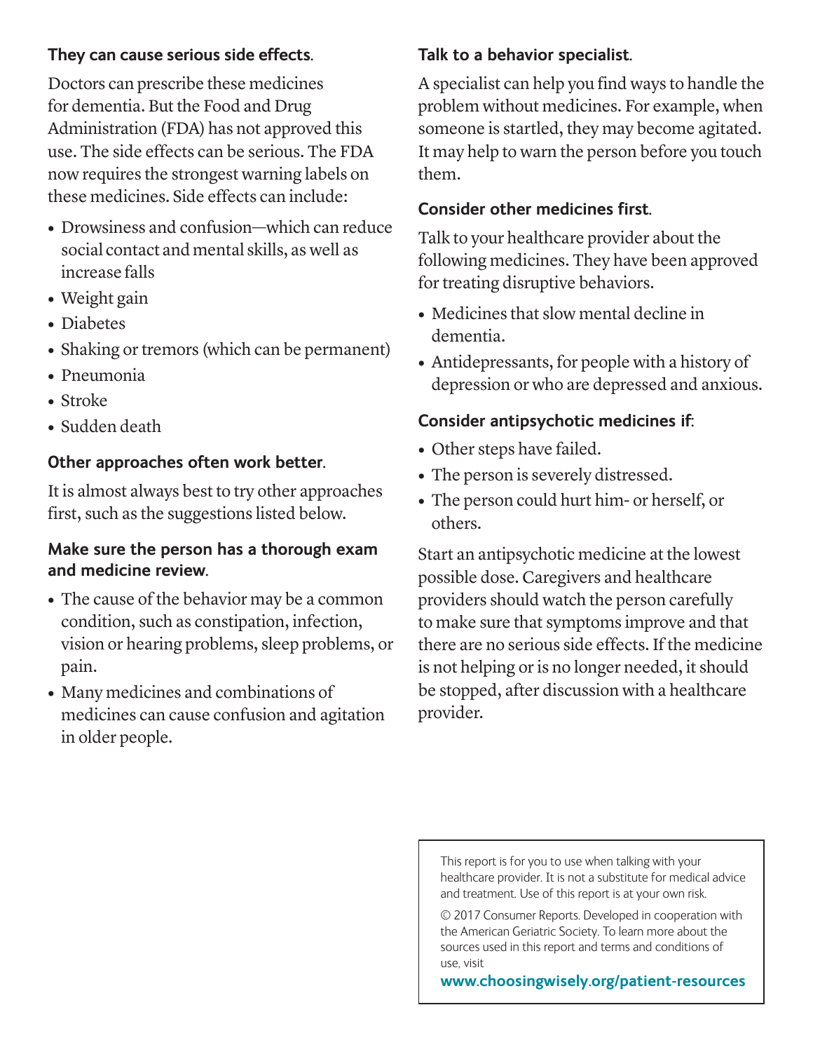### They can cause serious side effects.

Doctors can prescribe these medicines for dementia. But the Food and Drug Administration (FDA) has not approved this use. The side effects can be serious. The FDA now requires the strongest warning labels on these medicines. Side effects can include:

- Drowsiness and confusion—which can reduce social contact and mental skills, as well as increase falls
- Weight gain
- Diabetes
- Shaking or tremors (which can be permanent)
- Pneumonia
- Stroke
- Sudden death

### Other approaches often work better.

It is almost always best to try other approaches first, such as the suggestions listed below.

### Make sure the person has a thorough exam and medicine review.

- The cause of the behavior may be a common condition, such as constipation, infection, vision or hearing problems, sleep problems, or pain.
- Many medicines and combinations of medicines can cause confusion and agitation in older people.

### Talk to a behavior specialist.

A specialist can help you find ways to handle the problem without medicines. For example, when someone is startled, they may become agitated. It may help to warn the person before you touch them.

### Consider other medicines first.

Talk to your healthcare provider about the following medicines. They have been approved for treating disruptive behaviors.

- Medicines that slow mental decline in dementia.
- Antidepressants, for people with a history of depression or who are depressed and anxious.

### Consider antipsychotic medicines if:

- Other steps have failed.
- The person is severely distressed.
- The person could hurt him- or herself, or others.

Start an antipsychotic medicine at the lowest possible dose. Caregivers and healthcare providers should watch the person carefully to make sure that symptoms improve and that there are no serious side effects. If the medicine is not helping or is no longer needed, it should be stopped, after discussion with a healthcare provider.

This report is for you to use when talking with your healthcare provider. It is not a substitute for medical advice and treatment. Use of this report is at your own risk.

© 2017 Consumer Reports. Developed in cooperation with the American Geriatric Society. To learn more about the sources used in this report and terms and conditions of use, visit

**www.choosingwisely.org/patient-resources**